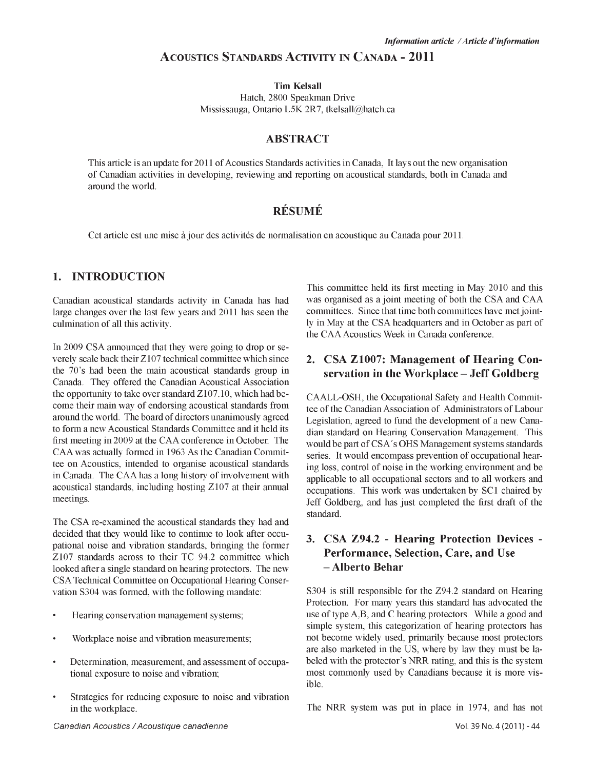# ACOUSTICS STANDARDS ACTIVITY IN CANADA - 2011

**Tim Kelsall**

Hatch, 2800 Speakman Drive
Mississauga, Ontario L5K 2R7, tkelsall@hatch.ca

## ABSTRACT

This article is an update for 2011 of Acoustics Standards activities in Canada, It lays out the new organisation of Canadian activities in developing, reviewing and reporting on acoustical standards, both in Canada and around the world.

## RÉSUMÉ

Cet article est une mise à jour des activités de normalisation en acoustique au Canada pour 2011.

## 1. INTRODUCTION

Canadian acoustical standards activity in Canada has had large changes over the last few years and 2011 has seen the culmination of all this activity.

In 2009 CSA announced that they were going to drop or severely scale back their Z107 technical committee which since the 70's had been the main acoustical standards group in Canada. They offered the Canadian Acoustical Association the opportunity to take over standard Z107.10, which had become their main way of endorsing acoustical standards from around the world. The board of directors unanimously agreed to form a new Acoustical Standards Committee and it held its first meeting in 2009 at the CAA conference in October. The CAA was actually formed in 1963 As the Canadian Committee on Acoustics, intended to organise acoustical standards in Canada. The CAA has a long history of involvement with acoustical standards, including hosting Z107 at their annual meetings.

The CSA re-examined the acoustical standards they had and decided that they would like to continue to look after occupational noise and vibration standards, bringing the former Z107 standards across to their TC 94.2 committee which looked after a single standard on hearing protectors. The new CSA Technical Committee on Occupational Hearing Conservation S304 was formed, with the following mandate:

- Hearing conservation management systems;
- Workplace noise and vibration measurements;
- Determination, measurement, and assessment of occupational exposure to noise and vibration;
- Strategies for reducing exposure to noise and vibration in the workplace.

This committee held its first meeting in May 2010 and this was organised as a joint meeting of both the CSA and CAA committees. Since that time both committees have met jointly in May at the CSA headquarters and in October as part of the CAA Acoustics Week in Canada conference.

## 2. CSA Z1007: Management of Hearing Conservation in the Workplace – Jeff Goldberg

CAALL-OSH, the Occupational Safety and Health Committee of the Canadian Association of Administrators of Labour Legislation, agreed to fund the development of a new Canadian standard on Hearing Conservation Management. This would be part of CSA's OHS Management systems standards series. It would encompass prevention of occupational hearing loss, control of noise in the working environment and be applicable to all occupational sectors and to all workers and occupations. This work was undertaken by SC1 chaired by Jeff Goldberg, and has just completed the first draft of the standard.

## 3. CSA Z94.2 - Hearing Protection Devices - Performance, Selection, Care, and Use – Alberto Behar

S304 is still responsible for the Z94.2 standard on Hearing Protection. For many years this standard has advocated the use of type A,B, and C hearing protectors. While a good and simple system, this categorization of hearing protectors has not become widely used, primarily because most protectors are also marketed in the US, where by law they must be labeled with the protector's NRR rating, and this is the system most commonly used by Canadians because it is more visible.

The NRR system was put in place in 1974, and has not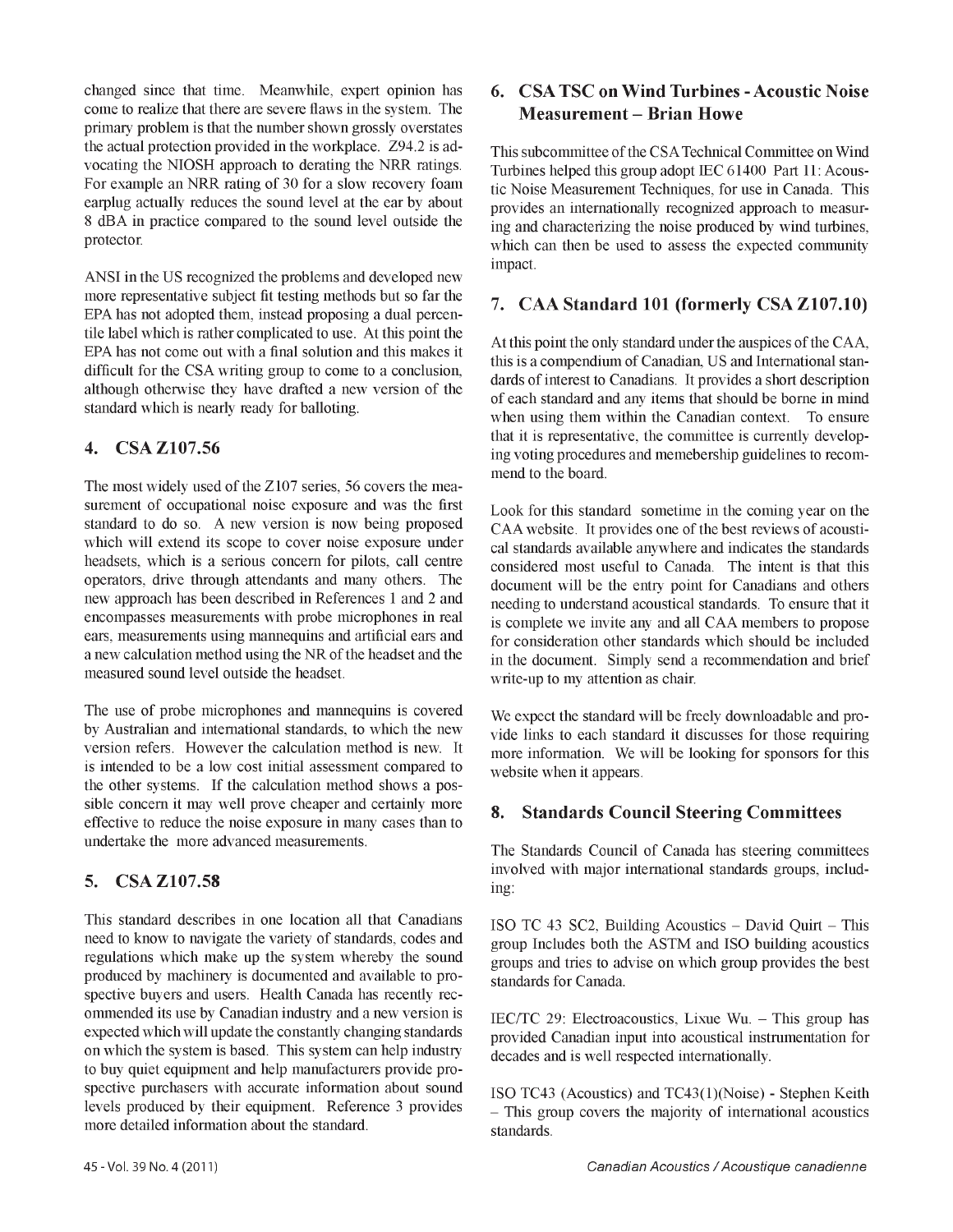changed since that time. Meanwhile, expert opinion has come to realize that there are severe flaws in the system. The primary problem is that the number shown grossly overstates the actual protection provided in the workplace. Z94.2 is advocating the NIOSH approach to derating the NRR ratings. For example an NRR rating of 30 for a slow recovery foam earplug actually reduces the sound level at the ear by about 8 dBA in practice compared to the sound level outside the protector.

ANSI in the US recognized the problems and developed new more representative subject fit testing methods but so far the EPA has not adopted them, instead proposing a dual percentile label which is rather complicated to use. At this point the EPA has not come out with a final solution and this makes it difficult for the CSA writing group to come to a conclusion, although otherwise they have drafted a new version of the standard which is nearly ready for balloting.

## 4. CSA Z107.56

The most widely used of the Z107 series, 56 covers the measurement of occupational noise exposure and was the first standard to do so. A new version is now being proposed which will extend its scope to cover noise exposure under headsets, which is a serious concern for pilots, call centre operators, drive through attendants and many others. The new approach has been described in References 1 and 2 and encompasses measurements with probe microphones in real ears, measurements using mannequins and artificial ears and a new calculation method using the NR of the headset and the measured sound level outside the headset.

The use of probe microphones and mannequins is covered by Australian and international standards, to which the new version refers. However the calculation method is new. It is intended to be a low cost initial assessment compared to the other systems. If the calculation method shows a possible concern it may well prove cheaper and certainly more effective to reduce the noise exposure in many cases than to undertake the more advanced measurements.

## 5. CSA Z107.58

This standard describes in one location all that Canadians need to know to navigate the variety of standards, codes and regulations which make up the system whereby the sound produced by machinery is documented and available to prospective buyers and users. Health Canada has recently recommended its use by Canadian industry and a new version is expected which will update the constantly changing standards on which the system is based. This system can help industry to buy quiet equipment and help manufacturers provide prospective purchasers with accurate information about sound levels produced by their equipment. Reference 3 provides more detailed information about the standard.

## 6. CSA TSC on Wind Turbines - Acoustic Noise Measurement – Brian Howe

This subcommittee of the CSA Technical Committee on Wind Turbines helped this group adopt IEC 61400 Part 11: Acoustic Noise Measurement Techniques, for use in Canada. This provides an internationally recognized approach to measuring and characterizing the noise produced by wind turbines, which can then be used to assess the expected community impact.

## 7. CAA Standard 101 (formerly CSA Z107.10)

At this point the only standard under the auspices of the CAA, this is a compendium of Canadian, US and International standards of interest to Canadians. It provides a short description of each standard and any items that should be borne in mind when using them within the Canadian context. To ensure that it is representative, the committee is currently developing voting procedures and memebership guidelines to recommend to the board.

Look for this standard sometime in the coming year on the CAA website. It provides one of the best reviews of acoustical standards available anywhere and indicates the standards considered most useful to Canada. The intent is that this document will be the entry point for Canadians and others needing to understand acoustical standards. To ensure that it is complete we invite any and all CAA members to propose for consideration other standards which should be included in the document. Simply send a recommendation and brief write-up to my attention as chair.

We expect the standard will be freely downloadable and provide links to each standard it discusses for those requiring more information. We will be looking for sponsors for this website when it appears.

## 8. Standards Council Steering Committees

The Standards Council of Canada has steering committees involved with major international standards groups, including:

ISO TC 43 SC2, Building Acoustics – David Quirt – This group Includes both the ASTM and ISO building acoustics groups and tries to advise on which group provides the best standards for Canada.

IEC/TC 29: Electroacoustics, Lixue Wu. – This group has provided Canadian input into acoustical instrumentation for decades and is well respected internationally.

ISO TC43 (Acoustics) and TC43(1)(Noise) - Stephen Keith – This group covers the majority of international acoustics standards.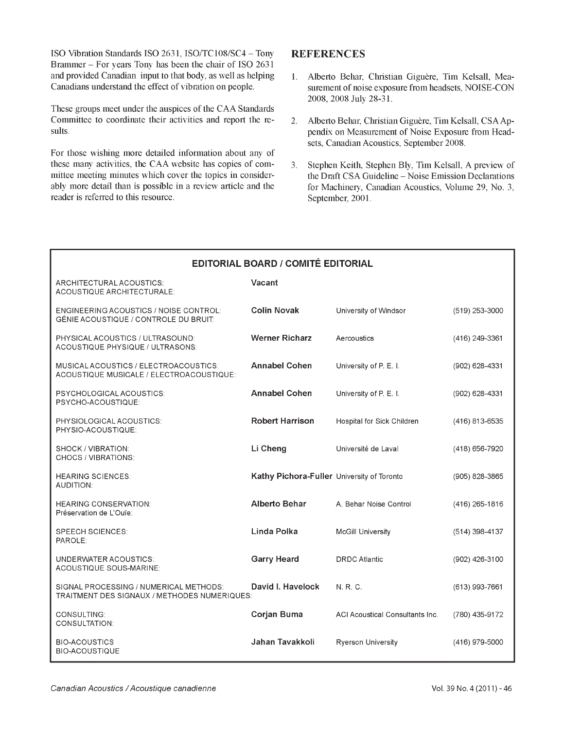ISO Vibration Standards ISO 2631, ISO/TC108/SC4 – Tony Brammer – For years Tony has been the chair of ISO 2631 and provided Canadian input to that body, as well as helping Canadians understand the effect of vibration on people.

These groups meet under the auspices of the CAA Standards Committee to coordinate their activities and report the results.

For those wishing more detailed information about any of these many activities, the CAA website has copies of committee meeting minutes which cover the topics in considerably more detail than is possible in a review article and the reader is referred to this resource.

## REFERENCES

1. Alberto Behar, Christian Giguère, Tim Kelsall, Measurement of noise exposure from headsets, NOISE-CON 2008, 2008 July 28-31.

2. Alberto Behar, Christian Giguère, Tim Kelsall, CSA Appendix on Measurement of Noise Exposure from Headsets, Canadian Acoustics, September 2008.

3. Stephen Keith, Stephen Bly, Tim Kelsall, A preview of the Draft CSA Guideline – Noise Emission Declarations for Machinery, Canadian Acoustics, Volume 29, No. 3, September, 2001.

## EDITORIAL BOARD / COMITÉ EDITORIAL

| | | | |
|---|---|---|---|
| ARCHITECTURAL ACOUSTICS: ACOUSTIQUE ARCHITECTURALE: | **Vacant** | | |
| ENGINEERING ACOUSTICS / NOISE CONTROL: GÉNIE ACOUSTIQUE / CONTROLE DU BRUIT: | **Colin Novak** | University of Windsor | (519) 253-3000 |
| PHYSICAL ACOUSTICS / ULTRASOUND: ACOUSTIQUE PHYSIQUE / ULTRASONS: | **Werner Richarz** | Aercoustics | (416) 249-3361 |
| MUSICAL ACOUSTICS / ELECTROACOUSTICS: ACOUSTIQUE MUSICALE / ELECTROACOUSTIQUE: | **Annabel Cohen** | University of P. E. I. | (902) 628-4331 |
| PSYCHOLOGICAL ACOUSTICS: PSYCHO-ACOUSTIQUE: | **Annabel Cohen** | University of P. E. I. | (902) 628-4331 |
| PHYSIOLOGICAL ACOUSTICS: PHYSIO-ACOUSTIQUE: | **Robert Harrison** | Hospital for Sick Children | (416) 813-6535 |
| SHOCK / VIBRATION: CHOCS / VIBRATIONS: | **Li Cheng** | Université de Laval | (418) 656-7920 |
| HEARING SCIENCES: AUDITION: | **Kathy Pichora-Fuller** | University of Toronto | (905) 828-3865 |
| HEARING CONSERVATION: Préservation de L'Ouïe: | **Alberto Behar** | A. Behar Noise Control | (416) 265-1816 |
| SPEECH SCIENCES: PAROLE: | **Linda Polka** | McGill University | (514) 398-4137 |
| UNDERWATER ACOUSTICS: ACOUSTIQUE SOUS-MARINE: | **Garry Heard** | DRDC Atlantic | (902) 426-3100 |
| SIGNAL PROCESSING / NUMERICAL METHODS: TRAITMENT DES SIGNAUX / METHODES NUMERIQUES: | **David I. Havelock** | N. R. C. | (613) 993-7661 |
| CONSULTING: CONSULTATION: | **Corjan Buma** | ACI Acoustical Consultants Inc. | (780) 435-9172 |
| BIO-ACOUSTICS BIO-ACOUSTIQUE | **Jahan Tavakkoli** | Ryerson University | (416) 979-5000 |